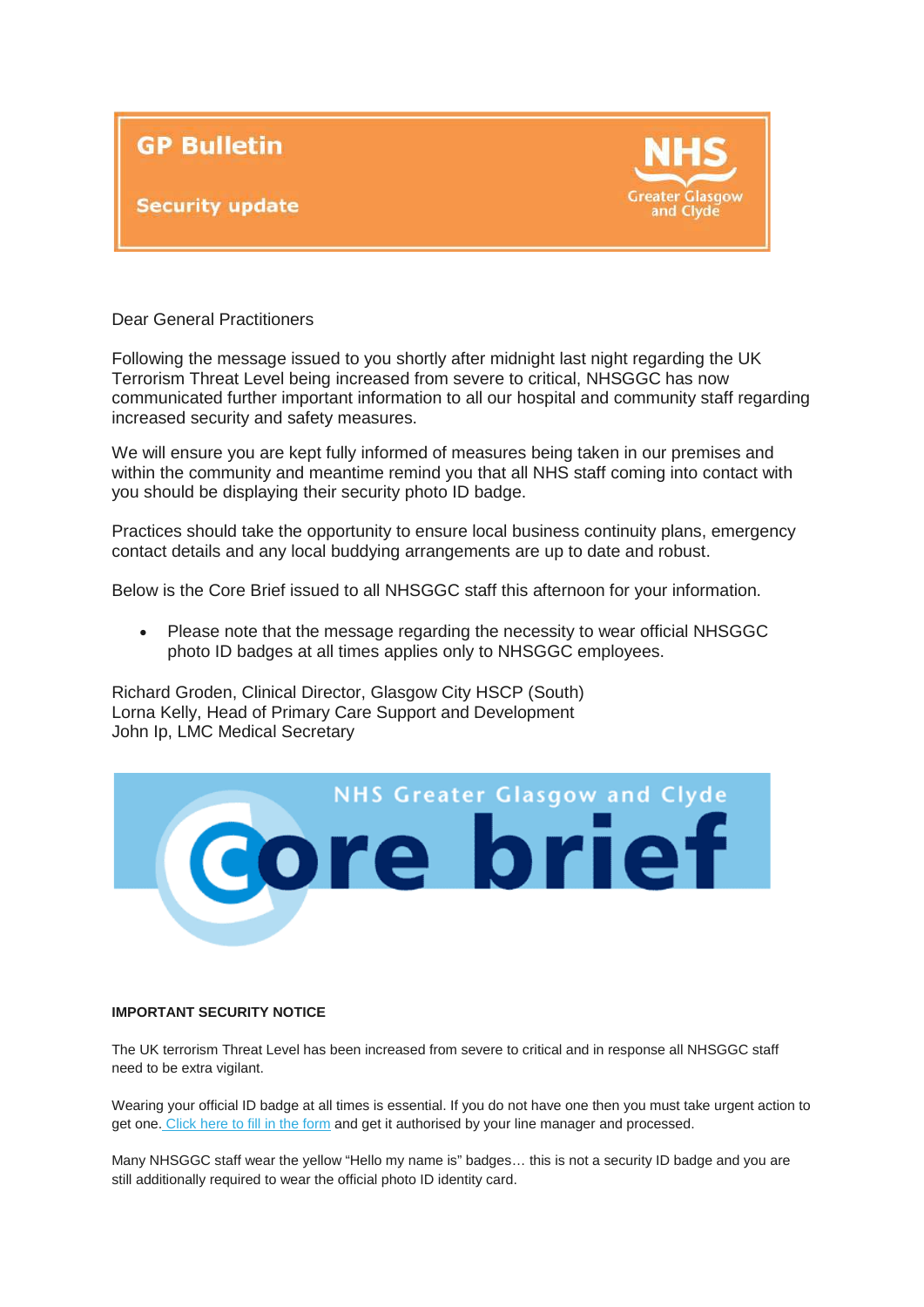# GP Bulletin

## Security update

NHS Greater Glasgow and Clyde

Dear General Practitioners

Following the message issued to you shortly after midnight last night regarding the UK Terrorism Threat Level being increased from severe to critical, NHSGGC has now communicated further important information to all our hospital and community staff regarding increased security and safety measures.

We will ensure you are kept fully informed of measures being taken in our premises and within the community and meantime remind you that all NHS staff coming into contact with you should be displaying their security photo ID badge.

Practices should take the opportunity to ensure local business continuity plans, emergency contact details and any local buddying arrangements are up to date and robust.

Below is the Core Brief issued to all NHSGGC staff this afternoon for your information.

- Please note that the message regarding the necessity to wear official NHSGGC photo ID badges at all times applies only to NHSGGC employees.

Richard Groden, Clinical Director, Glasgow City HSCP (South)
Lorna Kelly, Head of Primary Care Support and Development
John Ip, LMC Medical Secretary

NHS Greater Glasgow and Clyde

# Core brief

**IMPORTANT SECURITY NOTICE**

The UK terrorism Threat Level has been increased from severe to critical and in response all NHSGGC staff need to be extra vigilant.

Wearing your official ID badge at all times is essential. If you do not have one then you must take urgent action to get one. Click here to fill in the form and get it authorised by your line manager and processed.

Many NHSGGC staff wear the yellow "Hello my name is" badges… this is not a security ID badge and you are still additionally required to wear the official photo ID identity card.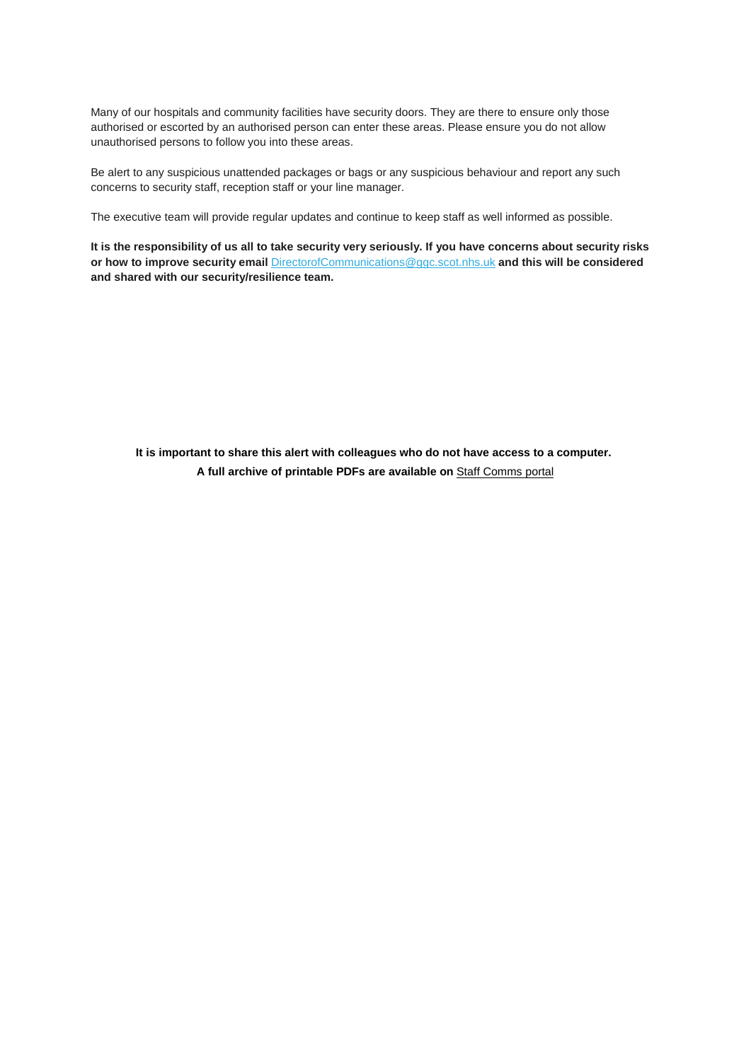Many of our hospitals and community facilities have security doors. They are there to ensure only those authorised or escorted by an authorised person can enter these areas. Please ensure you do not allow unauthorised persons to follow you into these areas.

Be alert to any suspicious unattended packages or bags or any suspicious behaviour and report any such concerns to security staff, reception staff or your line manager.

The executive team will provide regular updates and continue to keep staff as well informed as possible.

**It is the responsibility of us all to take security very seriously. If you have concerns about security risks or how to improve security email** DirectorofCommunications@ggc.scot.nhs.uk **and this will be considered and shared with our security/resilience team.**

**It is important to share this alert with colleagues who do not have access to a computer.**
**A full archive of printable PDFs are available on** Staff Comms portal